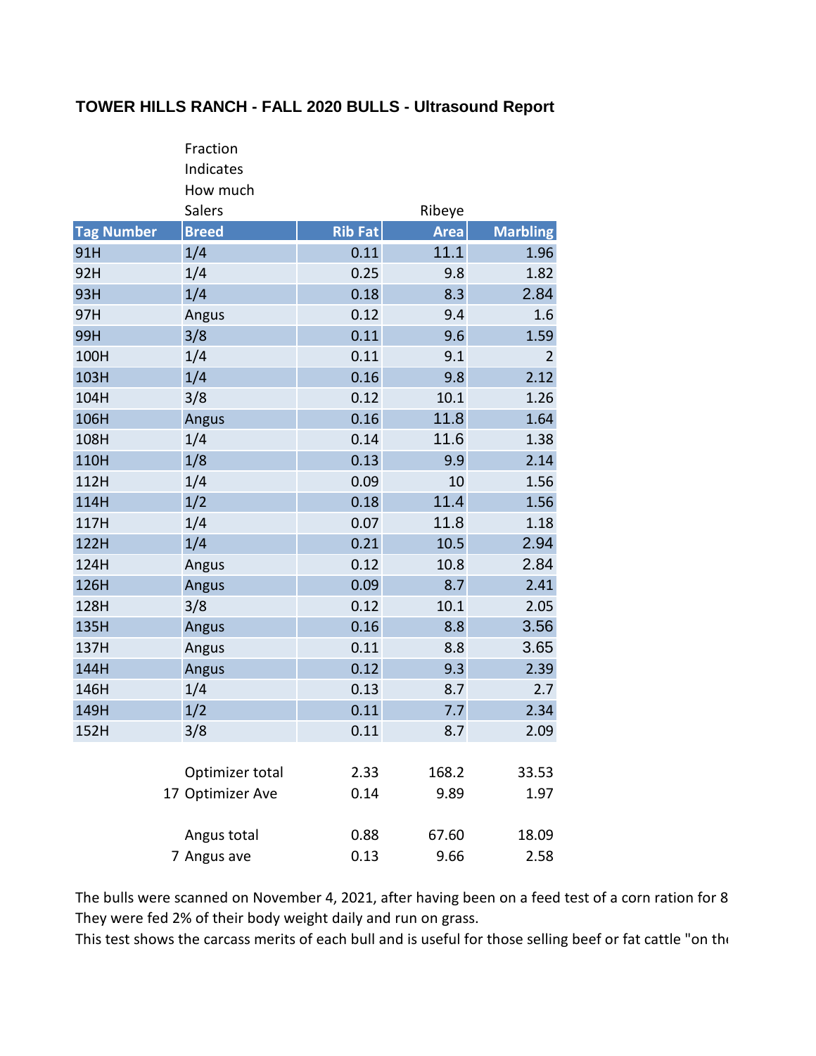## TOWER HILLS RANCH - FALL 2020 BULLS - Ultrasound Report

| Tag Number | Breed (Fraction Indicates How much Salers) | Rib Fat | Ribeye Area | Marbling |
|---|---|---|---|---|
| 91H | 1/4 | 0.11 | 11.1 | 1.96 |
| 92H | 1/4 | 0.25 | 9.8 | 1.82 |
| 93H | 1/4 | 0.18 | 8.3 | 2.84 |
| 97H | Angus | 0.12 | 9.4 | 1.6 |
| 99H | 3/8 | 0.11 | 9.6 | 1.59 |
| 100H | 1/4 | 0.11 | 9.1 | 2 |
| 103H | 1/4 | 0.16 | 9.8 | 2.12 |
| 104H | 3/8 | 0.12 | 10.1 | 1.26 |
| 106H | Angus | 0.16 | 11.8 | 1.64 |
| 108H | 1/4 | 0.14 | 11.6 | 1.38 |
| 110H | 1/8 | 0.13 | 9.9 | 2.14 |
| 112H | 1/4 | 0.09 | 10 | 1.56 |
| 114H | 1/2 | 0.18 | 11.4 | 1.56 |
| 117H | 1/4 | 0.07 | 11.8 | 1.18 |
| 122H | 1/4 | 0.21 | 10.5 | 2.94 |
| 124H | Angus | 0.12 | 10.8 | 2.84 |
| 126H | Angus | 0.09 | 8.7 | 2.41 |
| 128H | 3/8 | 0.12 | 10.1 | 2.05 |
| 135H | Angus | 0.16 | 8.8 | 3.56 |
| 137H | Angus | 0.11 | 8.8 | 3.65 |
| 144H | Angus | 0.12 | 9.3 | 2.39 |
| 146H | 1/4 | 0.13 | 8.7 | 2.7 |
| 149H | 1/2 | 0.11 | 7.7 | 2.34 |
| 152H | 3/8 | 0.11 | 8.7 | 2.09 |
| | | | | |
| | Optimizer total | 2.33 | 168.2 | 33.53 |
| 17 | Optimizer Ave | 0.14 | 9.89 | 1.97 |
| | | | | |
| | Angus total | 0.88 | 67.60 | 18.09 |
| 7 | Angus ave | 0.13 | 9.66 | 2.58 |

The bulls were scanned on November 4, 2021, after having been on a feed test of a corn ration for 8
They were fed 2% of their body weight daily and run on grass.
This test shows the carcass merits of each bull and is useful for those selling beef or fat cattle "on the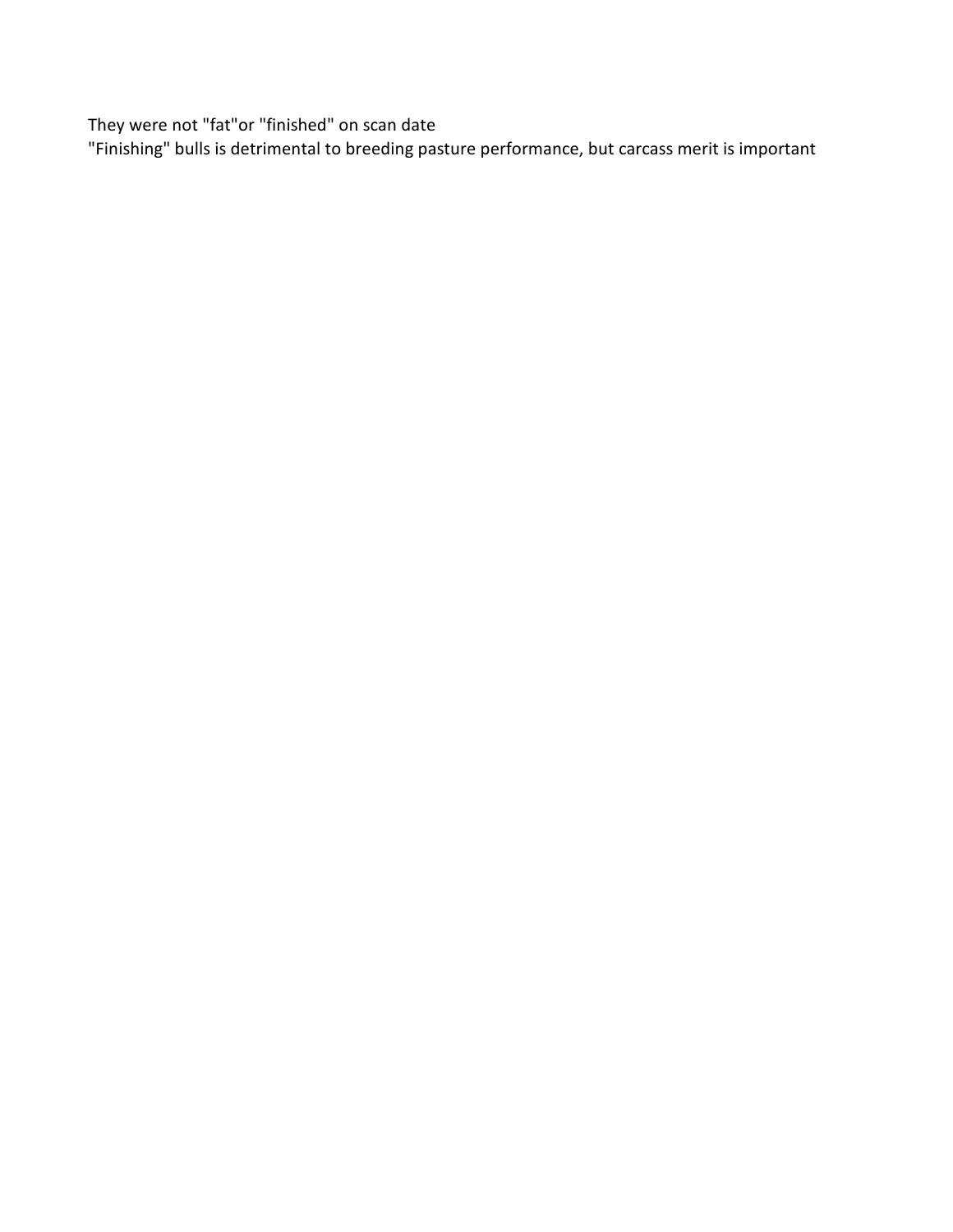They were not "fat"or "finished" on scan date

"Finishing" bulls is detrimental to breeding pasture performance, but carcass merit is important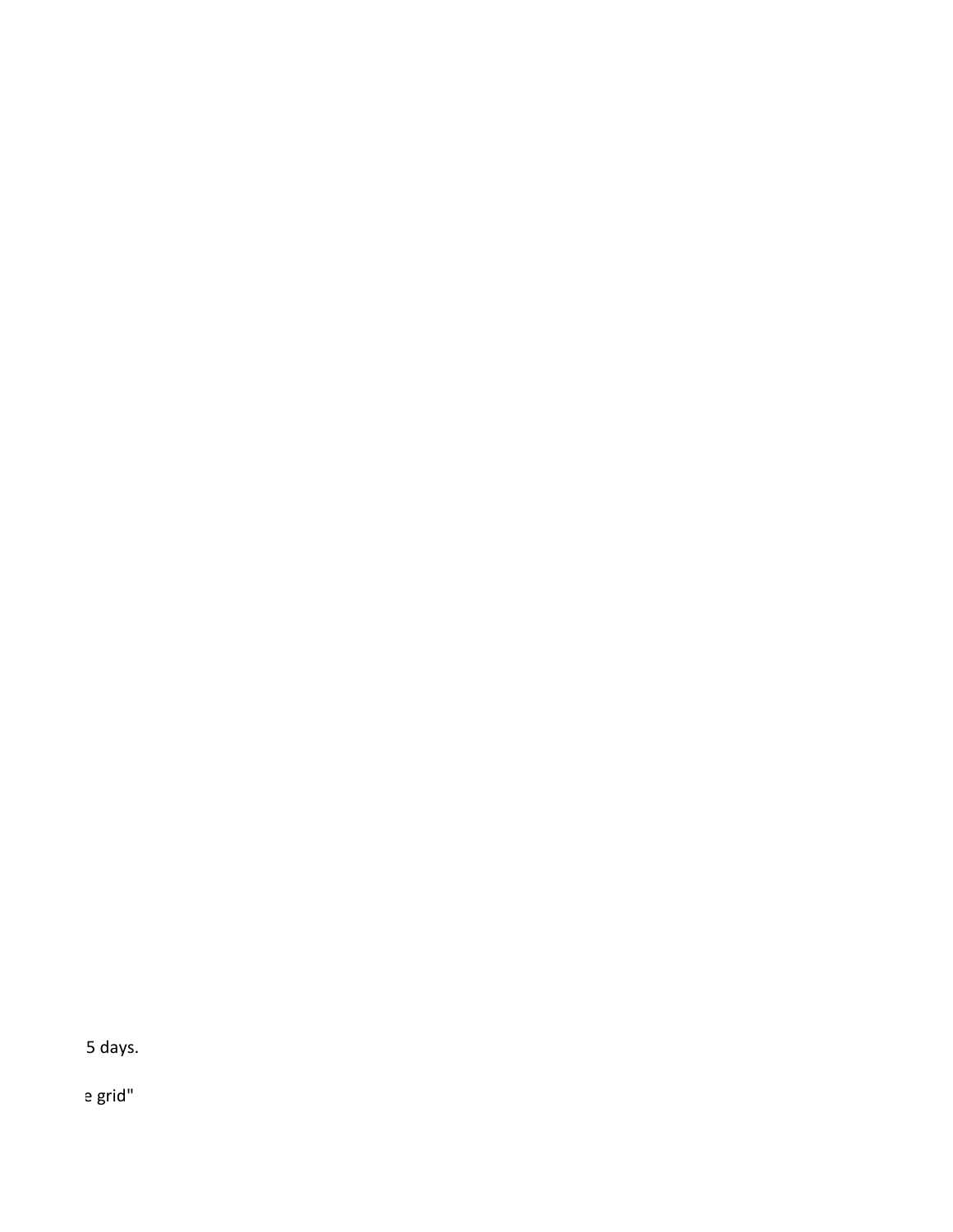5 days.

e grid"